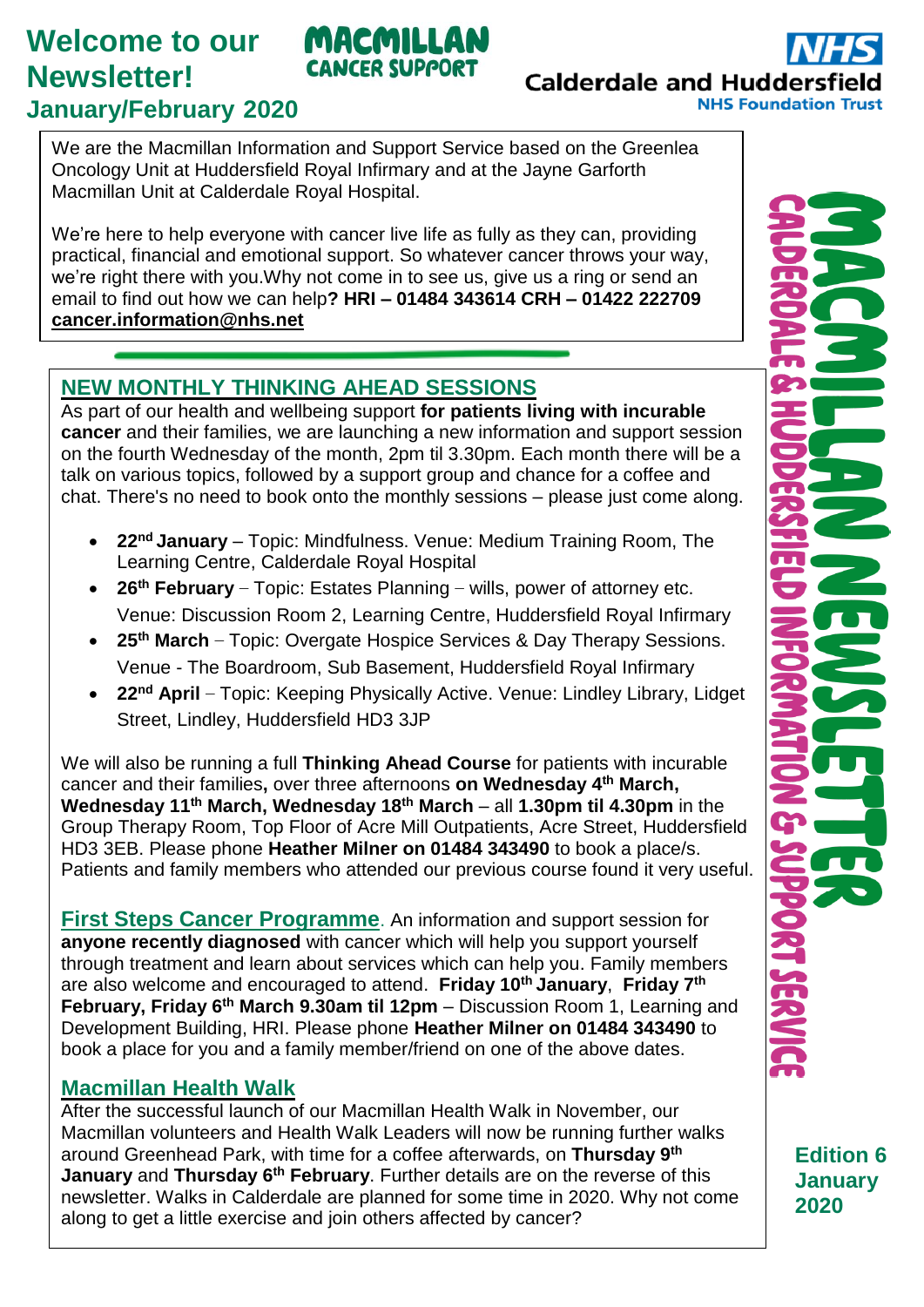# Welcome to our Newsletter!

**MACMILLAN CANCER SUPPORT**

**NHS Calderdale and Huddersfield NHS Foundation Trust**

## January/February 2020

We are the Macmillan Information and Support Service based on the Greenlea Oncology Unit at Huddersfield Royal Infirmary and at the Jayne Garforth Macmillan Unit at Calderdale Royal Hospital.

We're here to help everyone with cancer live life as fully as they can, providing practical, financial and emotional support. So whatever cancer throws your way, we're right there with you.Why not come in to see us, give us a ring or send an email to find out how we can help**? HRI – 01484 343614 CRH – 01422 222709** **cancer.information@nhs.net**

**MACMILLAN NEWSLETTER**

**CALDERDALE & HUDDERSFIELD INFORMATION & SUPPORT SERVICE**

## NEW MONTHLY THINKING AHEAD SESSIONS

As part of our health and wellbeing support **for patients living with incurable cancer** and their families, we are launching a new information and support session on the fourth Wednesday of the month, 2pm til 3.30pm. Each month there will be a talk on various topics, followed by a support group and chance for a coffee and chat. There's no need to book onto the monthly sessions – please just come along.

- **22nd January** – Topic: Mindfulness. Venue: Medium Training Room, The Learning Centre, Calderdale Royal Hospital
- **26th February** – Topic: Estates Planning – wills, power of attorney etc. Venue: Discussion Room 2, Learning Centre, Huddersfield Royal Infirmary
- **25th March** – Topic: Overgate Hospice Services & Day Therapy Sessions. Venue - The Boardroom, Sub Basement, Huddersfield Royal Infirmary
- **22nd April** – Topic: Keeping Physically Active. Venue: Lindley Library, Lidget Street, Lindley, Huddersfield HD3 3JP

We will also be running a full **Thinking Ahead Course** for patients with incurable cancer and their families**,** over three afternoons **on Wednesday 4th March, Wednesday 11th March, Wednesday 18th March** – all **1.30pm til 4.30pm** in the Group Therapy Room, Top Floor of Acre Mill Outpatients, Acre Street, Huddersfield HD3 3EB. Please phone **Heather Milner on 01484 343490** to book a place/s. Patients and family members who attended our previous course found it very useful.

## First Steps Cancer Programme

An information and support session for **anyone recently diagnosed** with cancer which will help you support yourself through treatment and learn about services which can help you. Family members are also welcome and encouraged to attend. **Friday 10th January**, **Friday 7th February, Friday 6th March 9.30am til 12pm** – Discussion Room 1, Learning and Development Building, HRI. Please phone **Heather Milner on 01484 343490** to book a place for you and a family member/friend on one of the above dates.

## Macmillan Health Walk

After the successful launch of our Macmillan Health Walk in November, our Macmillan volunteers and Health Walk Leaders will now be running further walks around Greenhead Park, with time for a coffee afterwards, on **Thursday 9th January** and **Thursday 6th February**. Further details are on the reverse of this newsletter. Walks in Calderdale are planned for some time in 2020. Why not come along to get a little exercise and join others affected by cancer?

**Edition 6 January 2020**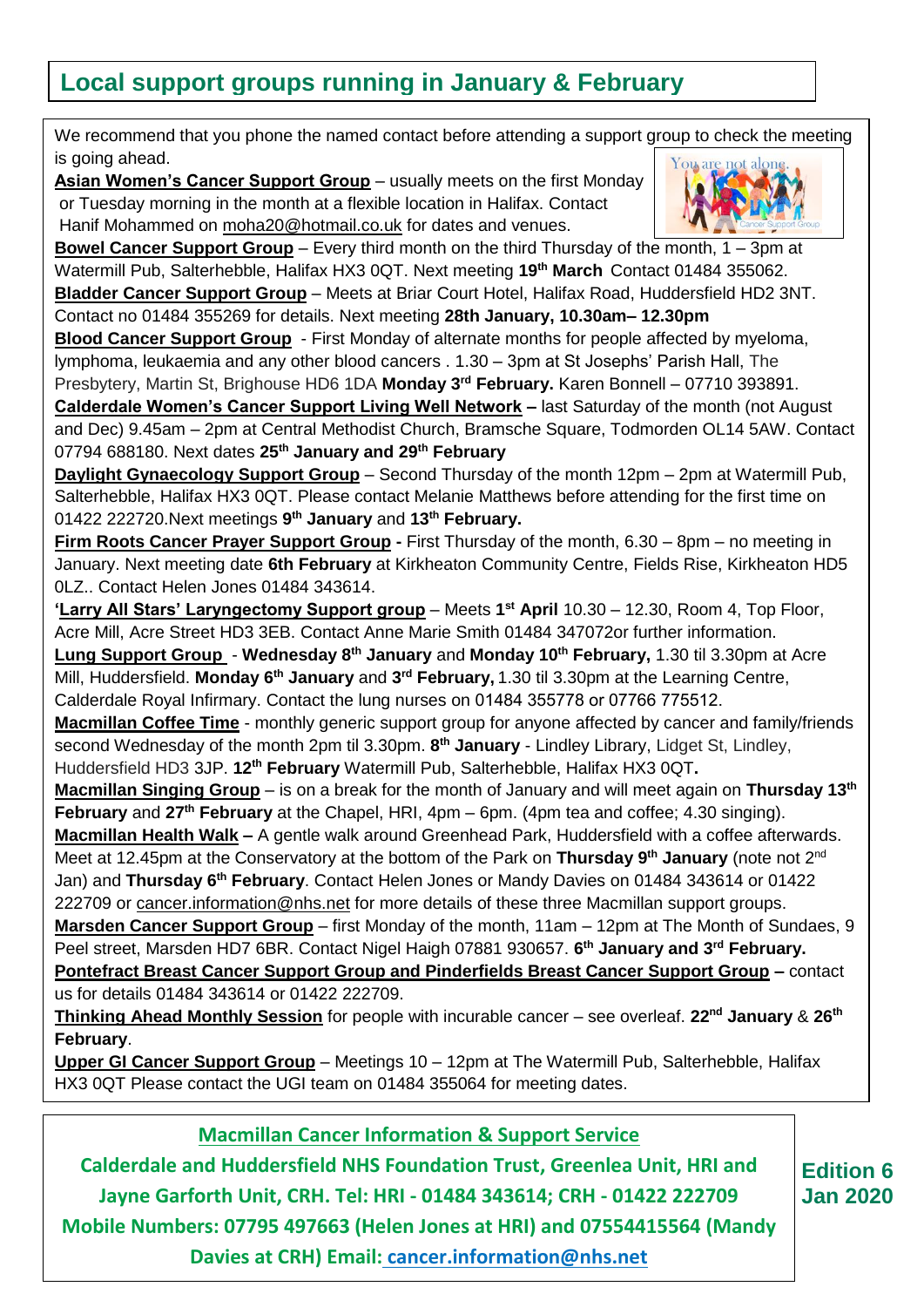## Local support groups running in January & February

We recommend that you phone the named contact before attending a support group to check the meeting is going ahead.

**Asian Women's Cancer Support Group** – usually meets on the first Monday or Tuesday morning in the month at a flexible location in Halifax. Contact Hanif Mohammed on moha20@hotmail.co.uk for dates and venues.

**Bowel Cancer Support Group** – Every third month on the third Thursday of the month, 1 – 3pm at Watermill Pub, Salterhebble, Halifax HX3 0QT. Next meeting **19th March** Contact 01484 355062.

**Bladder Cancer Support Group** – Meets at Briar Court Hotel, Halifax Road, Huddersfield HD2 3NT. Contact no 01484 355269 for details. Next meeting **28th January, 10.30am– 12.30pm**

**Blood Cancer Support Group** - First Monday of alternate months for people affected by myeloma, lymphoma, leukaemia and any other blood cancers . 1.30 – 3pm at St Josephs' Parish Hall, The Presbytery, Martin St, Brighouse HD6 1DA **Monday 3rd February.** Karen Bonnell – 07710 393891.

**Calderdale Women's Cancer Support Living Well Network –** last Saturday of the month (not August and Dec) 9.45am – 2pm at Central Methodist Church, Bramsche Square, Todmorden OL14 5AW. Contact 07794 688180. Next dates **25th January and 29th February**

**Daylight Gynaecology Support Group** – Second Thursday of the month 12pm – 2pm at Watermill Pub, Salterhebble, Halifax HX3 0QT. Please contact Melanie Matthews before attending for the first time on 01422 222720.Next meetings **9th January** and **13th February.**

**Firm Roots Cancer Prayer Support Group -** First Thursday of the month, 6.30 – 8pm – no meeting in January. Next meeting date **6th February** at Kirkheaton Community Centre, Fields Rise, Kirkheaton HD5 0LZ.. Contact Helen Jones 01484 343614.

**'Larry All Stars' Laryngectomy Support group** – Meets **1st April** 10.30 – 12.30, Room 4, Top Floor, Acre Mill, Acre Street HD3 3EB. Contact Anne Marie Smith 01484 347072or further information.

**Lung Support Group** - **Wednesday 8th January** and **Monday 10th February,** 1.30 til 3.30pm at Acre Mill, Huddersfield. **Monday 6th January** and **3rd February,** 1.30 til 3.30pm at the Learning Centre, Calderdale Royal Infirmary. Contact the lung nurses on 01484 355778 or 07766 775512.

**Macmillan Coffee Time** - monthly generic support group for anyone affected by cancer and family/friends second Wednesday of the month 2pm til 3.30pm. **8th January** - Lindley Library, Lidget St, Lindley, Huddersfield HD3 3JP. **12th February** Watermill Pub, Salterhebble, Halifax HX3 0QT**.**

**Macmillan Singing Group** – is on a break for the month of January and will meet again on **Thursday 13th February** and **27th February** at the Chapel, HRI, 4pm – 6pm. (4pm tea and coffee; 4.30 singing).

**Macmillan Health Walk –** A gentle walk around Greenhead Park, Huddersfield with a coffee afterwards. Meet at 12.45pm at the Conservatory at the bottom of the Park on **Thursday 9th January** (note not 2nd Jan) and **Thursday 6th February**. Contact Helen Jones or Mandy Davies on 01484 343614 or 01422 222709 or cancer.information@nhs.net for more details of these three Macmillan support groups.

**Marsden Cancer Support Group** – first Monday of the month, 11am – 12pm at The Month of Sundaes, 9 Peel street, Marsden HD7 6BR. Contact Nigel Haigh 07881 930657. **6th January and 3rd February.**

**Pontefract Breast Cancer Support Group and Pinderfields Breast Cancer Support Group –** contact us for details 01484 343614 or 01422 222709.

**Thinking Ahead Monthly Session** for people with incurable cancer – see overleaf. **22nd January** & **26th February**.

**Upper GI Cancer Support Group** – Meetings 10 – 12pm at The Watermill Pub, Salterhebble, Halifax HX3 0QT Please contact the UGI team on 01484 355064 for meeting dates.

**Macmillan Cancer Information & Support Service**

**Calderdale and Huddersfield NHS Foundation Trust, Greenlea Unit, HRI and Jayne Garforth Unit, CRH. Tel: HRI - 01484 343614; CRH - 01422 222709**

**Mobile Numbers: 07795 497663 (Helen Jones at HRI) and 07554415564 (Mandy Davies at CRH) Email: cancer.information@nhs.net**

**Edition 6 Jan 2020**